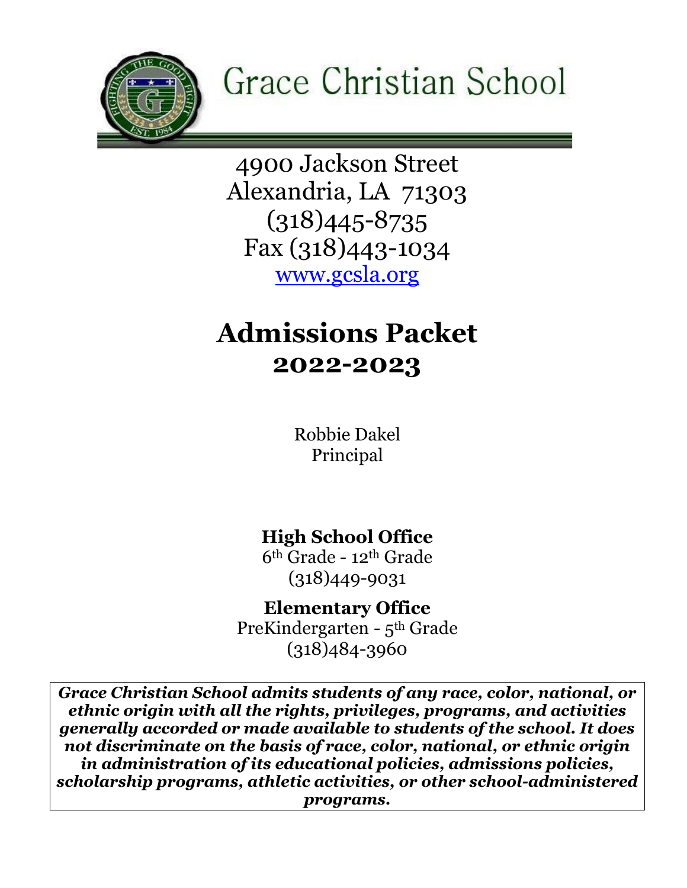# Grace Christian School

4900 Jackson Street
Alexandria, LA 71303
(318)445-8735
Fax (318)443-1034
www.gcsla.org

# Admissions Packet
# 2022-2023

Robbie Dakel
Principal

**High School Office**
6th Grade - 12th Grade
(318)449-9031

**Elementary Office**
PreKindergarten - 5th Grade
(318)484-3960

***Grace Christian School admits students of any race, color, national, or ethnic origin with all the rights, privileges, programs, and activities generally accorded or made available to students of the school. It does not discriminate on the basis of race, color, national, or ethnic origin in administration of its educational policies, admissions policies, scholarship programs, athletic activities, or other school-administered programs.***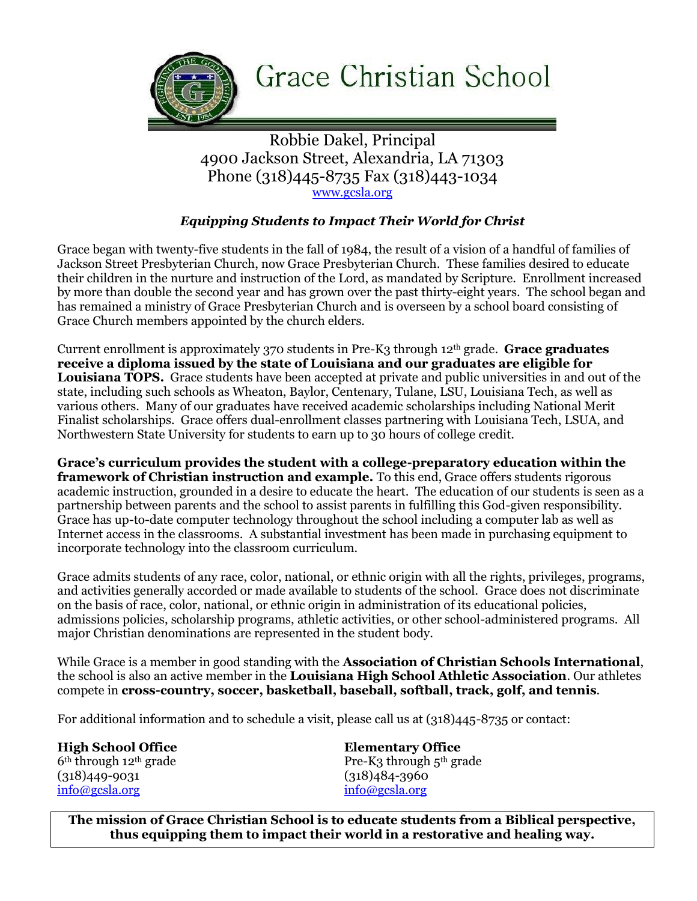# Grace Christian School

Robbie Dakel, Principal
4900 Jackson Street, Alexandria, LA 71303
Phone (318)445-8735 Fax (318)443-1034
www.gcsla.org

***Equipping Students to Impact Their World for Christ***

Grace began with twenty-five students in the fall of 1984, the result of a vision of a handful of families of Jackson Street Presbyterian Church, now Grace Presbyterian Church. These families desired to educate their children in the nurture and instruction of the Lord, as mandated by Scripture. Enrollment increased by more than double the second year and has grown over the past thirty-eight years. The school began and has remained a ministry of Grace Presbyterian Church and is overseen by a school board consisting of Grace Church members appointed by the church elders.

Current enrollment is approximately 370 students in Pre-K3 through 12th grade. **Grace graduates receive a diploma issued by the state of Louisiana and our graduates are eligible for Louisiana TOPS.** Grace students have been accepted at private and public universities in and out of the state, including such schools as Wheaton, Baylor, Centenary, Tulane, LSU, Louisiana Tech, as well as various others. Many of our graduates have received academic scholarships including National Merit Finalist scholarships. Grace offers dual-enrollment classes partnering with Louisiana Tech, LSUA, and Northwestern State University for students to earn up to 30 hours of college credit.

**Grace's curriculum provides the student with a college-preparatory education within the framework of Christian instruction and example.** To this end, Grace offers students rigorous academic instruction, grounded in a desire to educate the heart. The education of our students is seen as a partnership between parents and the school to assist parents in fulfilling this God-given responsibility. Grace has up-to-date computer technology throughout the school including a computer lab as well as Internet access in the classrooms. A substantial investment has been made in purchasing equipment to incorporate technology into the classroom curriculum.

Grace admits students of any race, color, national, or ethnic origin with all the rights, privileges, programs, and activities generally accorded or made available to students of the school. Grace does not discriminate on the basis of race, color, national, or ethnic origin in administration of its educational policies, admissions policies, scholarship programs, athletic activities, or other school-administered programs. All major Christian denominations are represented in the student body.

While Grace is a member in good standing with the **Association of Christian Schools International**, the school is also an active member in the **Louisiana High School Athletic Association**. Our athletes compete in **cross-country, soccer, basketball, baseball, softball, track, golf, and tennis**.

For additional information and to schedule a visit, please call us at (318)445-8735 or contact:

**High School Office**
6th through 12th grade
(318)449-9031
info@gcsla.org

**Elementary Office**
Pre-K3 through 5th grade
(318)484-3960
info@gcsla.org

**The mission of Grace Christian School is to educate students from a Biblical perspective, thus equipping them to impact their world in a restorative and healing way.**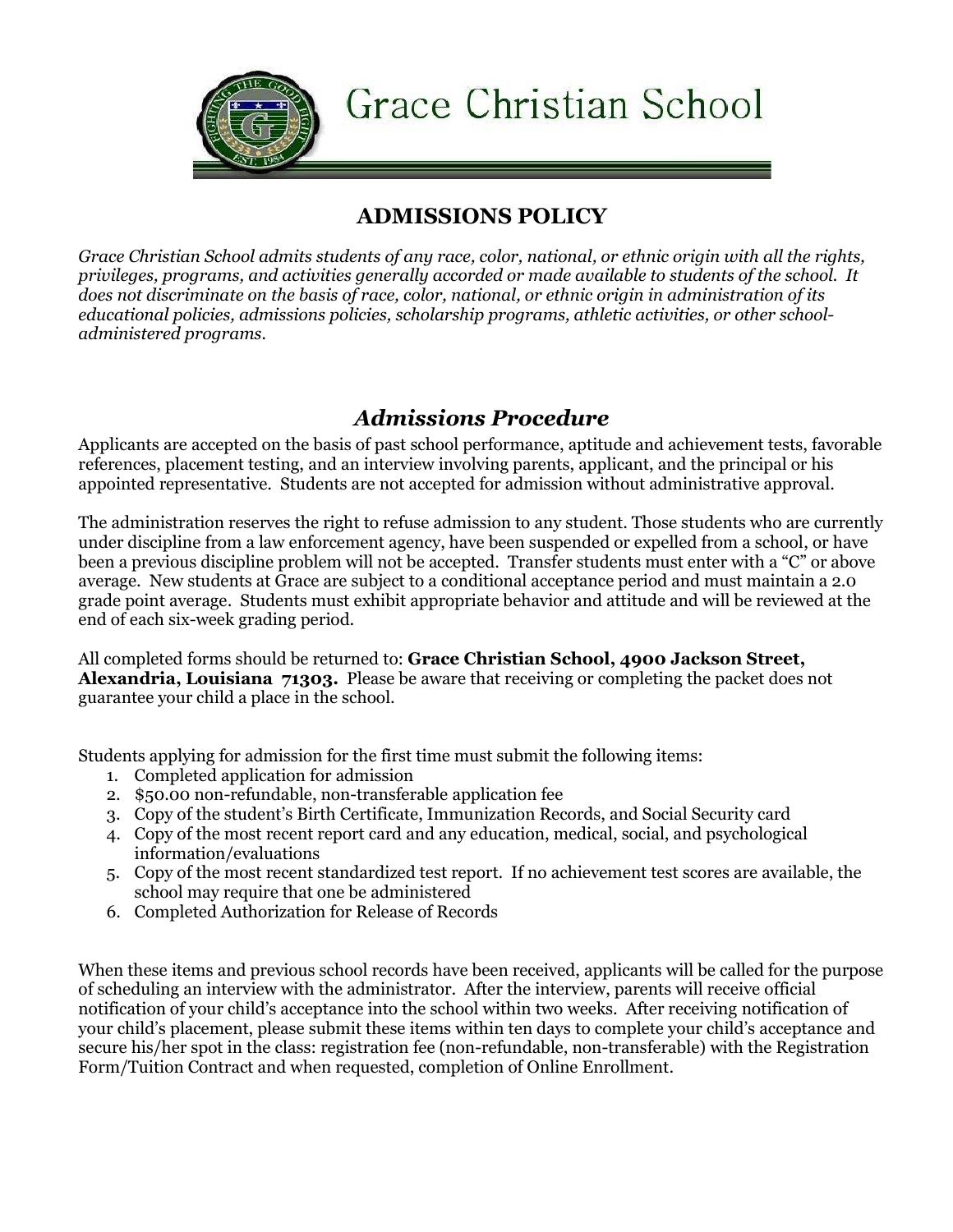# Grace Christian School

## ADMISSIONS POLICY

*Grace Christian School admits students of any race, color, national, or ethnic origin with all the rights, privileges, programs, and activities generally accorded or made available to students of the school. It does not discriminate on the basis of race, color, national, or ethnic origin in administration of its educational policies, admissions policies, scholarship programs, athletic activities, or other school-administered programs.*

## *Admissions Procedure*

Applicants are accepted on the basis of past school performance, aptitude and achievement tests, favorable references, placement testing, and an interview involving parents, applicant, and the principal or his appointed representative. Students are not accepted for admission without administrative approval.

The administration reserves the right to refuse admission to any student. Those students who are currently under discipline from a law enforcement agency, have been suspended or expelled from a school, or have been a previous discipline problem will not be accepted. Transfer students must enter with a "C" or above average. New students at Grace are subject to a conditional acceptance period and must maintain a 2.0 grade point average. Students must exhibit appropriate behavior and attitude and will be reviewed at the end of each six-week grading period.

All completed forms should be returned to: **Grace Christian School, 4900 Jackson Street, Alexandria, Louisiana 71303.** Please be aware that receiving or completing the packet does not guarantee your child a place in the school.

Students applying for admission for the first time must submit the following items:

1. Completed application for admission
2. $50.00 non-refundable, non-transferable application fee
3. Copy of the student's Birth Certificate, Immunization Records, and Social Security card
4. Copy of the most recent report card and any education, medical, social, and psychological information/evaluations
5. Copy of the most recent standardized test report. If no achievement test scores are available, the school may require that one be administered
6. Completed Authorization for Release of Records

When these items and previous school records have been received, applicants will be called for the purpose of scheduling an interview with the administrator. After the interview, parents will receive official notification of your child's acceptance into the school within two weeks. After receiving notification of your child's placement, please submit these items within ten days to complete your child's acceptance and secure his/her spot in the class: registration fee (non-refundable, non-transferable) with the Registration Form/Tuition Contract and when requested, completion of Online Enrollment.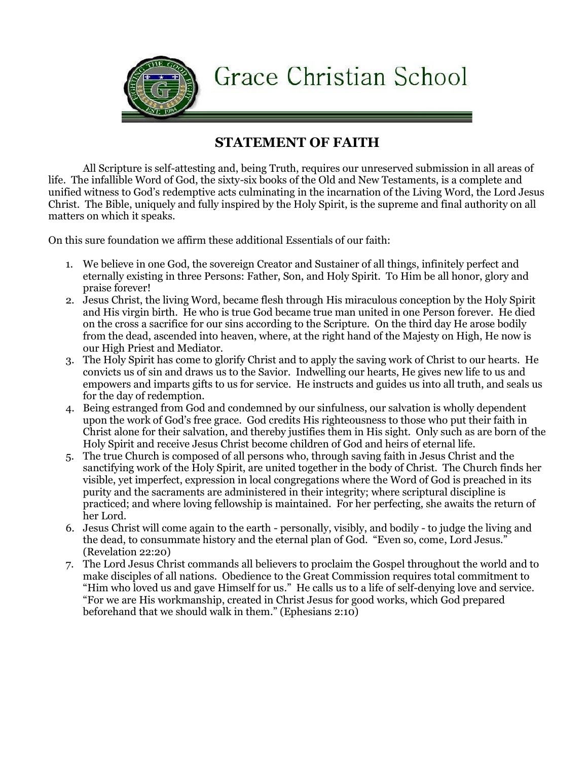Grace Christian School

# STATEMENT OF FAITH

All Scripture is self-attesting and, being Truth, requires our unreserved submission in all areas of life. The infallible Word of God, the sixty-six books of the Old and New Testaments, is a complete and unified witness to God's redemptive acts culminating in the incarnation of the Living Word, the Lord Jesus Christ. The Bible, uniquely and fully inspired by the Holy Spirit, is the supreme and final authority on all matters on which it speaks.

On this sure foundation we affirm these additional Essentials of our faith:

1. We believe in one God, the sovereign Creator and Sustainer of all things, infinitely perfect and eternally existing in three Persons: Father, Son, and Holy Spirit. To Him be all honor, glory and praise forever!
2. Jesus Christ, the living Word, became flesh through His miraculous conception by the Holy Spirit and His virgin birth. He who is true God became true man united in one Person forever. He died on the cross a sacrifice for our sins according to the Scripture. On the third day He arose bodily from the dead, ascended into heaven, where, at the right hand of the Majesty on High, He now is our High Priest and Mediator.
3. The Holy Spirit has come to glorify Christ and to apply the saving work of Christ to our hearts. He convicts us of sin and draws us to the Savior. Indwelling our hearts, He gives new life to us and empowers and imparts gifts to us for service. He instructs and guides us into all truth, and seals us for the day of redemption.
4. Being estranged from God and condemned by our sinfulness, our salvation is wholly dependent upon the work of God's free grace. God credits His righteousness to those who put their faith in Christ alone for their salvation, and thereby justifies them in His sight. Only such as are born of the Holy Spirit and receive Jesus Christ become children of God and heirs of eternal life.
5. The true Church is composed of all persons who, through saving faith in Jesus Christ and the sanctifying work of the Holy Spirit, are united together in the body of Christ. The Church finds her visible, yet imperfect, expression in local congregations where the Word of God is preached in its purity and the sacraments are administered in their integrity; where scriptural discipline is practiced; and where loving fellowship is maintained. For her perfecting, she awaits the return of her Lord.
6. Jesus Christ will come again to the earth - personally, visibly, and bodily - to judge the living and the dead, to consummate history and the eternal plan of God. "Even so, come, Lord Jesus." (Revelation 22:20)
7. The Lord Jesus Christ commands all believers to proclaim the Gospel throughout the world and to make disciples of all nations. Obedience to the Great Commission requires total commitment to "Him who loved us and gave Himself for us." He calls us to a life of self-denying love and service. "For we are His workmanship, created in Christ Jesus for good works, which God prepared beforehand that we should walk in them." (Ephesians 2:10)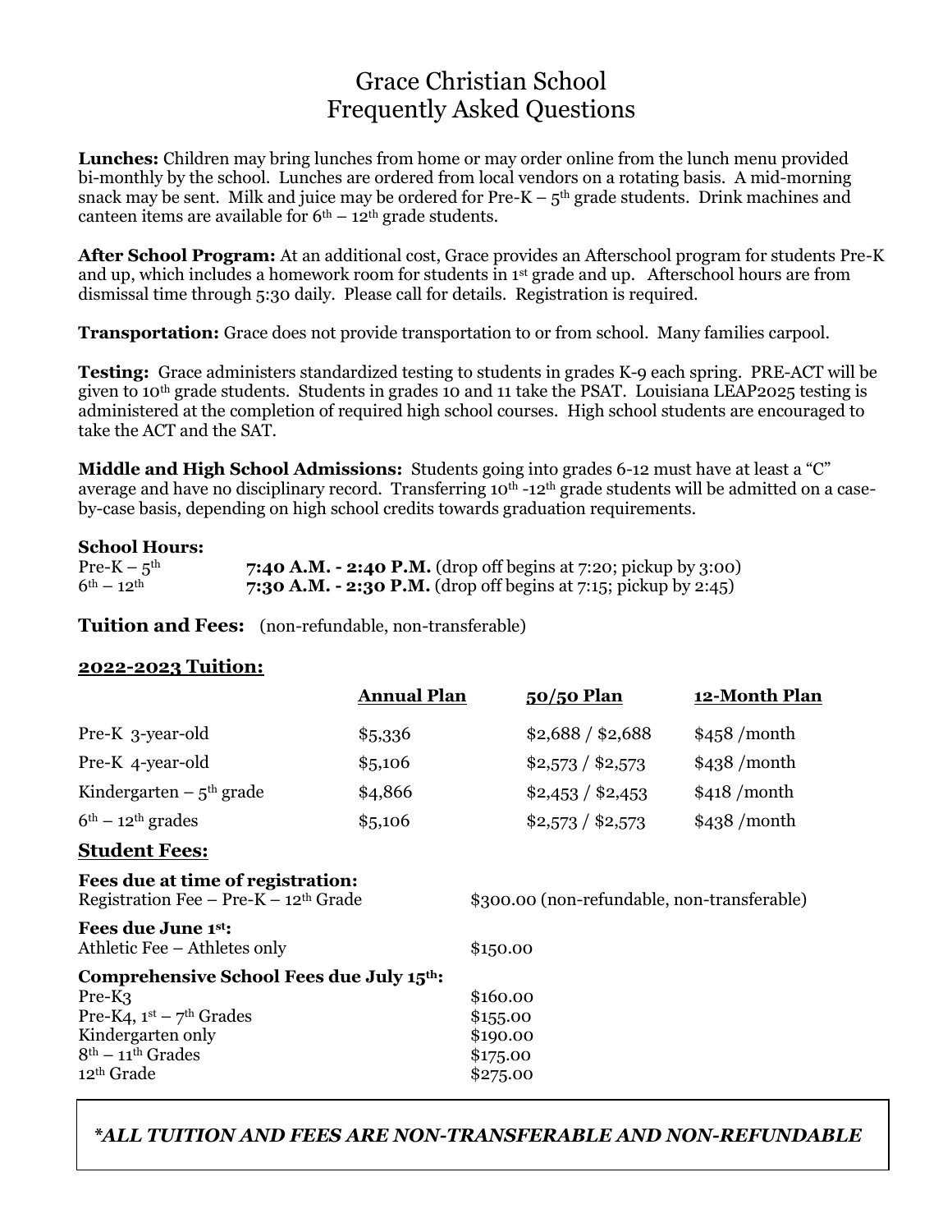# Grace Christian School
# Frequently Asked Questions

**Lunches:** Children may bring lunches from home or may order online from the lunch menu provided bi-monthly by the school. Lunches are ordered from local vendors on a rotating basis. A mid-morning snack may be sent. Milk and juice may be ordered for Pre-K – 5th grade students. Drink machines and canteen items are available for 6th – 12th grade students.

**After School Program:** At an additional cost, Grace provides an Afterschool program for students Pre-K and up, which includes a homework room for students in 1st grade and up. Afterschool hours are from dismissal time through 5:30 daily. Please call for details. Registration is required.

**Transportation:** Grace does not provide transportation to or from school. Many families carpool.

**Testing:** Grace administers standardized testing to students in grades K-9 each spring. PRE-ACT will be given to 10th grade students. Students in grades 10 and 11 take the PSAT. Louisiana LEAP2025 testing is administered at the completion of required high school courses. High school students are encouraged to take the ACT and the SAT.

**Middle and High School Admissions:** Students going into grades 6-12 must have at least a "C" average and have no disciplinary record. Transferring 10th -12th grade students will be admitted on a case-by-case basis, depending on high school credits towards graduation requirements.

**School Hours:**

| | |
|---|---|
| Pre-K – 5th | **7:40 A.M. - 2:40 P.M.** (drop off begins at 7:20; pickup by 3:00) |
| 6th – 12th | **7:30 A.M. - 2:30 P.M.** (drop off begins at 7:15; pickup by 2:45) |

**Tuition and Fees:** (non-refundable, non-transferable)

## 2022-2023 Tuition:

| | Annual Plan | 50/50 Plan | 12-Month Plan |
|---|---|---|---|
| Pre-K 3-year-old | $5,336 | $2,688 / $2,688 | $458 /month |
| Pre-K 4-year-old | $5,106 | $2,573 / $2,573 | $438 /month |
| Kindergarten – 5th grade | $4,866 | $2,453 / $2,453 | $418 /month |
| 6th – 12th grades | $5,106 | $2,573 / $2,573 | $438 /month |

## Student Fees:

**Fees due at time of registration:**

| | |
|---|---|
| Registration Fee – Pre-K – 12th Grade | $300.00 (non-refundable, non-transferable) |

**Fees due June 1st:**

| | |
|---|---|
| Athletic Fee – Athletes only | $150.00 |

**Comprehensive School Fees due July 15th:**

| | |
|---|---|
| Pre-K3 | $160.00 |
| Pre-K4, 1st – 7th Grades | $155.00 |
| Kindergarten only | $190.00 |
| 8th – 11th Grades | $175.00 |
| 12th Grade | $275.00 |

***\*ALL TUITION AND FEES ARE NON-TRANSFERABLE AND NON-REFUNDABLE***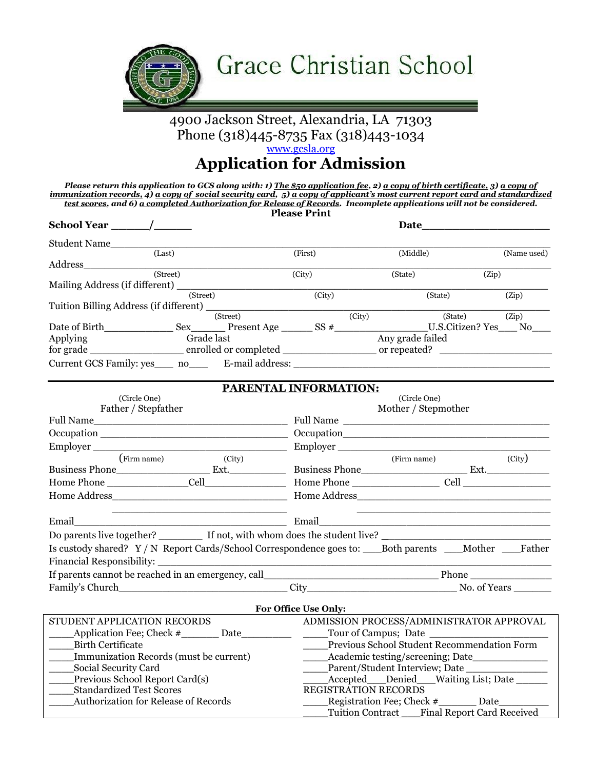# Grace Christian School

4900 Jackson Street, Alexandria, LA 71303
Phone (318)445-8735 Fax (318)443-1034
www.gcsla.org

## Application for Admission

***Please return this application to GCS along with: 1) The $50 application fee, 2) a copy of birth certificate, 3) a copy of immunization records, 4) a copy of social security card, 5) a copy of applicant's most current report card and standardized test scores, and 6) a completed Authorization for Release of Records. Incomplete applications will not be considered.***

**Please Print**

**School Year** ______/______ **Date**____________________

Student Name_____________________________________________________________
(Last) (First) (Middle) (Name used)

Address_________________________________________________________________
(Street) (City) (State) (Zip)

Mailing Address (if different) ____________________________________________
(Street) (City) (State) (Zip)

Tuition Billing Address (if different) ______________________________________
(Street) (City) (State) (Zip)

Date of Birth____________ Sex______ Present Age ______ SS #________________U.S.Citizen? Yes___ No___

Applying for grade ________________ Grade last enrolled or completed ________________ Any grade failed or repeated? ___________________

Current GCS Family: yes____ no____ E-mail address: ___________________________________________

## PARENTAL INFORMATION:

(Circle One)
Father / Stepfather

Full Name__________________________________
Occupation _________________________________
Employer __________________________________
(Firm name) (City)
Business Phone_________________ Ext.__________
Home Phone ______________Cell______________
Home Address______________________________
__________________________________
Email______________________________________

(Circle One)
Mother / Stepmother

Full Name __________________________________
Occupation__________________________________
Employer ___________________________________
(Firm name) (City)
Business Phone__________________ Ext.___________
Home Phone ________________ Cell ______________
Home Address_______________________________
__________________________________
Email______________________________________

Do parents live together? ________ If not, with whom does the student live? ___________________________

Is custody shared? Y / N Report Cards/School Correspondence goes to: ___Both parents ___Mother ___Father

Financial Responsibility: ______________________________________________________________

If parents cannot be reached in an emergency, call__________________________________ Phone _____________

Family's Church_____________________________ City__________________________ No. of Years _______

**For Office Use Only:**

| STUDENT APPLICATION RECORDS | ADMISSION PROCESS/ADMINISTRATOR APPROVAL |
|---|---|
| _____Application Fee; Check #_______ Date_________ | _____Tour of Campus; Date ___________________ |
| _____Birth Certificate | _____Previous School Student Recommendation Form |
| _____Immunization Records (must be current) | _____Academic testing/screening; Date_____________ |
| _____Social Security Card | _____Parent/Student Interview; Date _____________ |
| _____Previous School Report Card(s) | _____Accepted___Denied___Waiting List; Date ______ |
| _____Standardized Test Scores | REGISTRATION RECORDS |
| _____Authorization for Release of Records | _____Registration Fee; Check #_______ Date_________ |
| | _____Tuition Contract ___Final Report Card Received |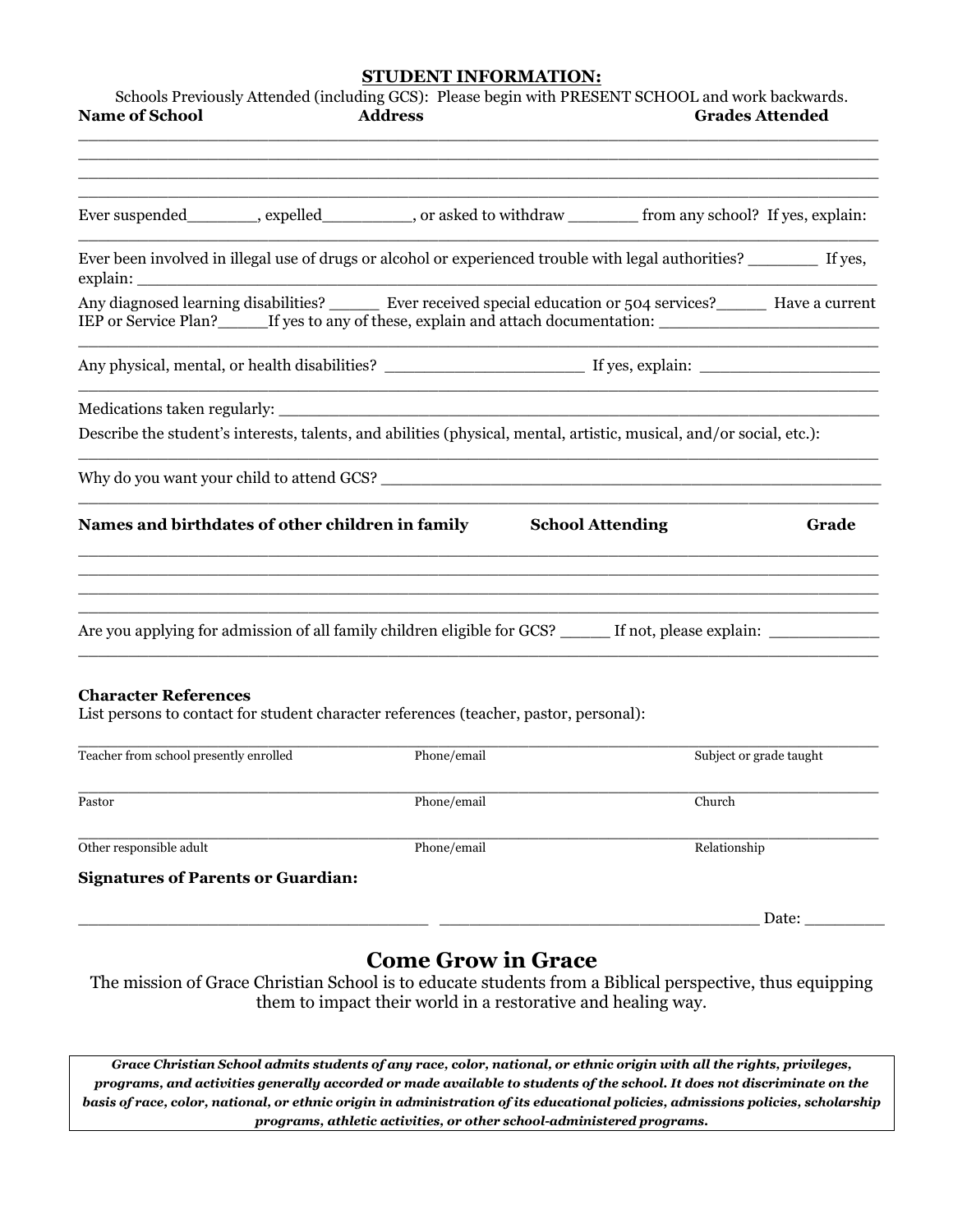## STUDENT INFORMATION:

Schools Previously Attended (including GCS): Please begin with PRESENT SCHOOL and work backwards.

**Name of School** **Address** **Grades Attended**

______________________________________________________________________________
______________________________________________________________________________
______________________________________________________________________________
______________________________________________________________________________

Ever suspended_______, expelled_________, or asked to withdraw _______ from any school? If yes, explain:
______________________________________________________________________________

Ever been involved in illegal use of drugs or alcohol or experienced trouble with legal authorities? _______ If yes, explain: ______________________________________________________________________________

Any diagnosed learning disabilities? _____ Ever received special education or 504 services?_____ Have a current IEP or Service Plan?_____If yes to any of these, explain and attach documentation: ______________________
______________________________________________________________________________

Any physical, mental, or health disabilities? ___________________ If yes, explain: _________________
______________________________________________________________________________

Medications taken regularly: ____________________________________________________________

Describe the student's interests, talents, and abilities (physical, mental, artistic, musical, and/or social, etc.):
______________________________________________________________________________

Why do you want your child to attend GCS? _____________________________________________
______________________________________________________________________________

**Names and birthdates of other children in family** **School Attending** **Grade**

______________________________________________________________________________
______________________________________________________________________________
______________________________________________________________________________
______________________________________________________________________________

Are you applying for admission of all family children eligible for GCS? _____ If not, please explain: ___________
______________________________________________________________________________

**Character References**

List persons to contact for student character references (teacher, pastor, personal):

______________________________________________________________________________
Teacher from school presently enrolled Phone/email Subject or grade taught

______________________________________________________________________________
Pastor Phone/email Church

______________________________________________________________________________
Other responsible adult Phone/email Relationship

**Signatures of Parents or Guardian:**

_________________________________ _________________________________ Date: ________

## Come Grow in Grace

The mission of Grace Christian School is to educate students from a Biblical perspective, thus equipping them to impact their world in a restorative and healing way.

***Grace Christian School admits students of any race, color, national, or ethnic origin with all the rights, privileges, programs, and activities generally accorded or made available to students of the school. It does not discriminate on the basis of race, color, national, or ethnic origin in administration of its educational policies, admissions policies, scholarship programs, athletic activities, or other school-administered programs.***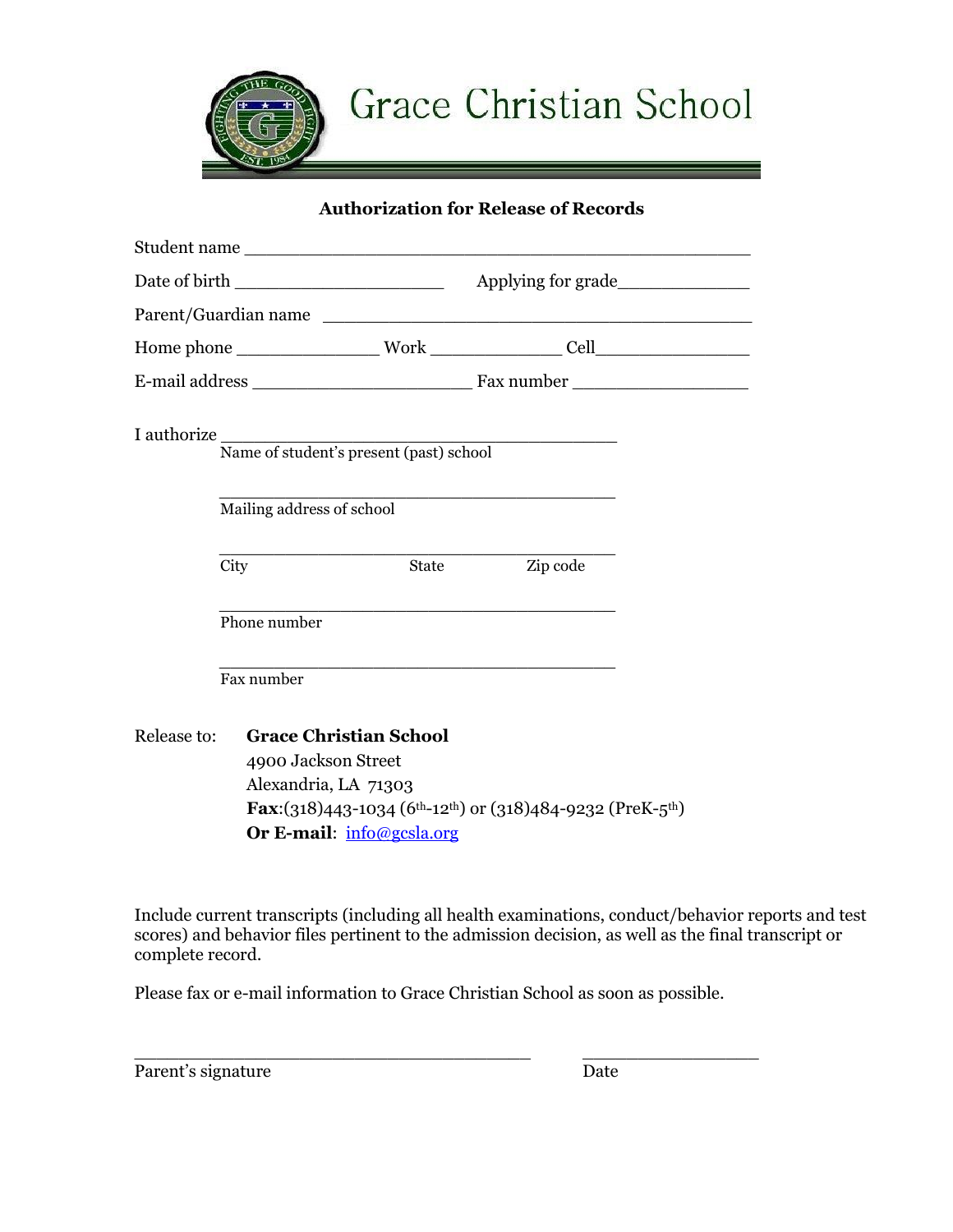# Grace Christian School

## Authorization for Release of Records

Student name ___________________________________________

Date of birth ____________________ Applying for grade_____________

Parent/Guardian name ________________________________________

Home phone ______________ Work _____________ Cell_______________

E-mail address _____________________ Fax number _________________

I authorize ______________________________________
Name of student's present (past) school

______________________________________
Mailing address of school

______________________________________
City State Zip code

______________________________________
Phone number

______________________________________
Fax number

Release to: **Grace Christian School**
4900 Jackson Street
Alexandria, LA 71303
**Fax**:(318)443-1034 (6th-12th) or (318)484-9232 (PreK-5th)
**Or E-mail**: info@gcsla.org

Include current transcripts (including all health examinations, conduct/behavior reports and test scores) and behavior files pertinent to the admission decision, as well as the final transcript or complete record.

Please fax or e-mail information to Grace Christian School as soon as possible.

__________________________________ _______________
Parent's signature Date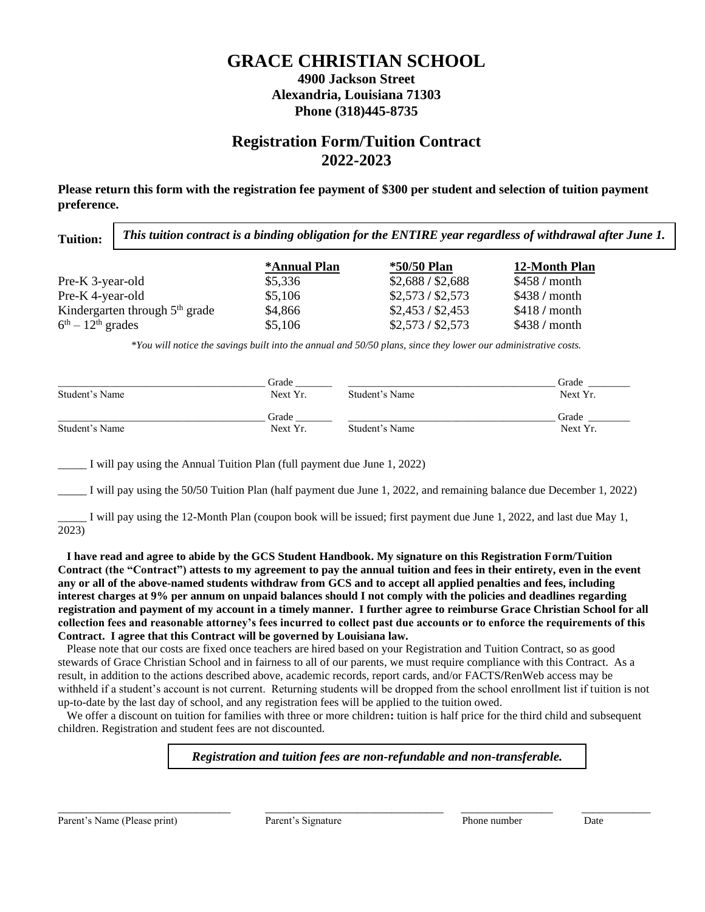# GRACE CHRISTIAN SCHOOL

**4900 Jackson Street**
**Alexandria, Louisiana 71303**
**Phone (318)445-8735**

## Registration Form/Tuition Contract
## 2022-2023

**Please return this form with the registration fee payment of $300 per student and selection of tuition payment preference.**

**Tuition:** ***This tuition contract is a binding obligation for the ENTIRE year regardless of withdrawal after June 1.***

| | *Annual Plan | *50/50 Plan | 12-Month Plan |
|---|---|---|---|
| Pre-K 3-year-old | $5,336 | $2,688 / $2,688 | $458 / month |
| Pre-K 4-year-old | $5,106 | $2,573 / $2,573 | $438 / month |
| Kindergarten through 5th grade | $4,866 | $2,453 / $2,453 | $418 / month |
| 6th – 12th grades | $5,106 | $2,573 / $2,573 | $438 / month |

*\*You will notice the savings built into the annual and 50/50 plans, since they lower our administrative costs.*

________________________ Grade ______ ________________________ Grade ______
Student's Name Next Yr. Student's Name Next Yr.

________________________ Grade ______ ________________________ Grade ______
Student's Name Next Yr. Student's Name Next Yr.

_____ I will pay using the Annual Tuition Plan (full payment due June 1, 2022)

_____ I will pay using the 50/50 Tuition Plan (half payment due June 1, 2022, and remaining balance due December 1, 2022)

_____ I will pay using the 12-Month Plan (coupon book will be issued; first payment due June 1, 2022, and last due May 1, 2023)

**I have read and agree to abide by the GCS Student Handbook. My signature on this Registration Form/Tuition Contract (the "Contract") attests to my agreement to pay the annual tuition and fees in their entirety, even in the event any or all of the above-named students withdraw from GCS and to accept all applied penalties and fees, including interest charges at 9% per annum on unpaid balances should I not comply with the policies and deadlines regarding registration and payment of my account in a timely manner. I further agree to reimburse Grace Christian School for all collection fees and reasonable attorney's fees incurred to collect past due accounts or to enforce the requirements of this Contract. I agree that this Contract will be governed by Louisiana law.**

Please note that our costs are fixed once teachers are hired based on your Registration and Tuition Contract, so as good stewards of Grace Christian School and in fairness to all of our parents, we must require compliance with this Contract. As a result, in addition to the actions described above, academic records, report cards, and/or FACTS/RenWeb access may be withheld if a student's account is not current. Returning students will be dropped from the school enrollment list if tuition is not up-to-date by the last day of school, and any registration fees will be applied to the tuition owed.

We offer a discount on tuition for families with three or more children**:** tuition is half price for the third child and subsequent children. Registration and student fees are not discounted.

***Registration and tuition fees are non-refundable and non-transferable.***

______________________ ______________________ ______________ __________
Parent's Name (Please print) Parent's Signature Phone number Date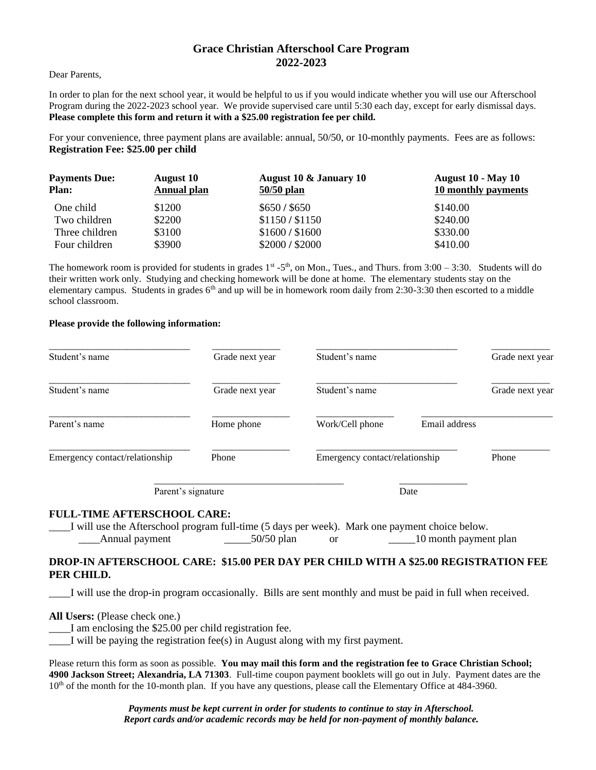# Grace Christian Afterschool Care Program
## 2022-2023

Dear Parents,

In order to plan for the next school year, it would be helpful to us if you would indicate whether you will use our Afterschool Program during the 2022-2023 school year. We provide supervised care until 5:30 each day, except for early dismissal days. **Please complete this form and return it with a $25.00 registration fee per child.**

For your convenience, three payment plans are available: annual, 50/50, or 10-monthly payments. Fees are as follows:
**Registration Fee: $25.00 per child**

| **Payments Due:** | **August 10** | **August 10 & January 10** | **August 10 - May 10** |
|---|---|---|---|
| **Plan:** | **Annual plan** | **50/50 plan** | **10 monthly payments** |
| One child | $1200 | $650 / $650 | $140.00 |
| Two children | $2200 | $1150 / $1150 | $240.00 |
| Three children | $3100 | $1600 / $1600 | $330.00 |
| Four children | $3900 | $2000 / $2000 | $410.00 |

The homework room is provided for students in grades 1st -5th, on Mon., Tues., and Thurs. from 3:00 – 3:30. Students will do their written work only. Studying and checking homework will be done at home. The elementary students stay on the elementary campus. Students in grades 6th and up will be in homework room daily from 2:30-3:30 then escorted to a middle school classroom.

**Please provide the following information:**

______________________________ Student's name ______________ Grade next year ______________________________ Student's name ____________ Grade next year

______________________________ Student's name ______________ Grade next year ______________________________ Student's name ____________ Grade next year

______________________________ Parent's name ________________ Home phone ________________ Work/Cell phone ____________________________ Email address

______________________________ Emergency contact/relationship ________________ Phone ______________________________ Emergency contact/relationship ____________ Phone

________________________________________ Parent's signature ______________ Date

**FULL-TIME AFTERSCHOOL CARE:**

____I will use the Afterschool program full-time (5 days per week). Mark one payment choice below.
____Annual payment _____50/50 plan or _____10 month payment plan

**DROP-IN AFTERSCHOOL CARE: $15.00 PER DAY PER CHILD WITH A $25.00 REGISTRATION FEE PER CHILD.**

____I will use the drop-in program occasionally. Bills are sent monthly and must be paid in full when received.

**All Users:** (Please check one.)
____I am enclosing the $25.00 per child registration fee.
____I will be paying the registration fee(s) in August along with my first payment.

Please return this form as soon as possible. **You may mail this form and the registration fee to Grace Christian School; 4900 Jackson Street; Alexandria, LA 71303**. Full-time coupon payment booklets will go out in July. Payment dates are the 10th of the month for the 10-month plan. If you have any questions, please call the Elementary Office at 484-3960.

***Payments must be kept current in order for students to continue to stay in Afterschool.***
***Report cards and/or academic records may be held for non-payment of monthly balance.***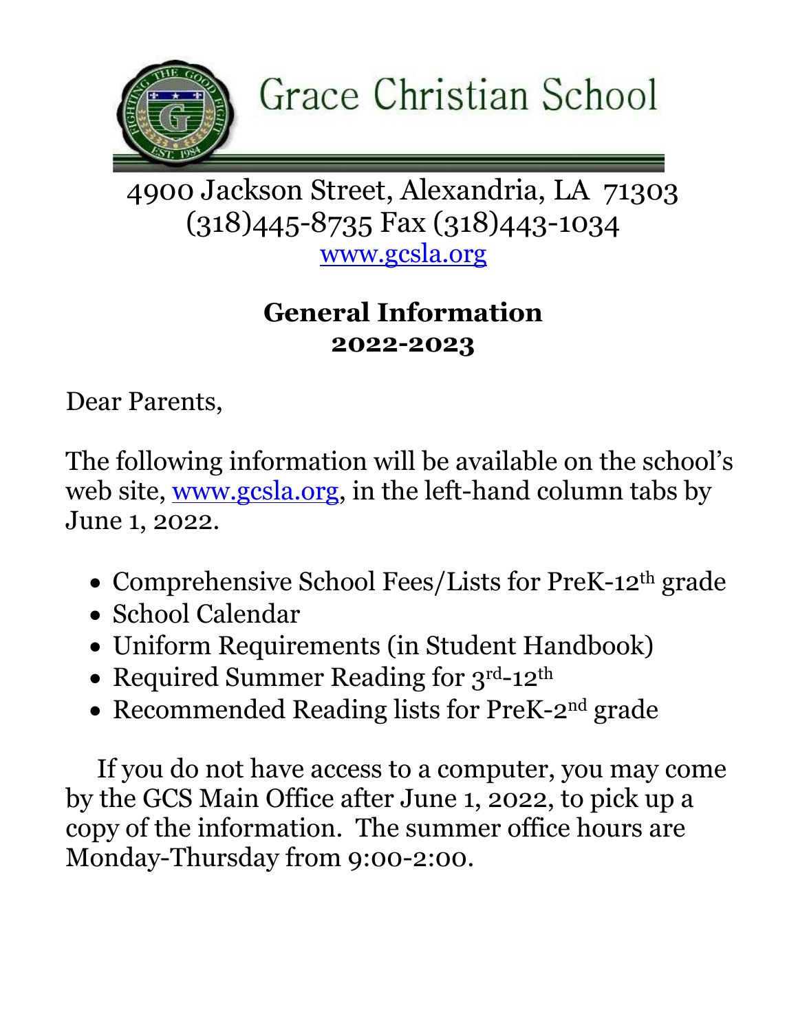# Grace Christian School

4900 Jackson Street, Alexandria, LA 71303
(318)445-8735 Fax (318)443-1034
www.gcsla.org

## General Information
## 2022-2023

Dear Parents,

The following information will be available on the school's web site, www.gcsla.org, in the left-hand column tabs by June 1, 2022.

- Comprehensive School Fees/Lists for PreK-12th grade
- School Calendar
- Uniform Requirements (in Student Handbook)
- Required Summer Reading for 3rd-12th
- Recommended Reading lists for PreK-2nd grade

If you do not have access to a computer, you may come by the GCS Main Office after June 1, 2022, to pick up a copy of the information. The summer office hours are Monday-Thursday from 9:00-2:00.